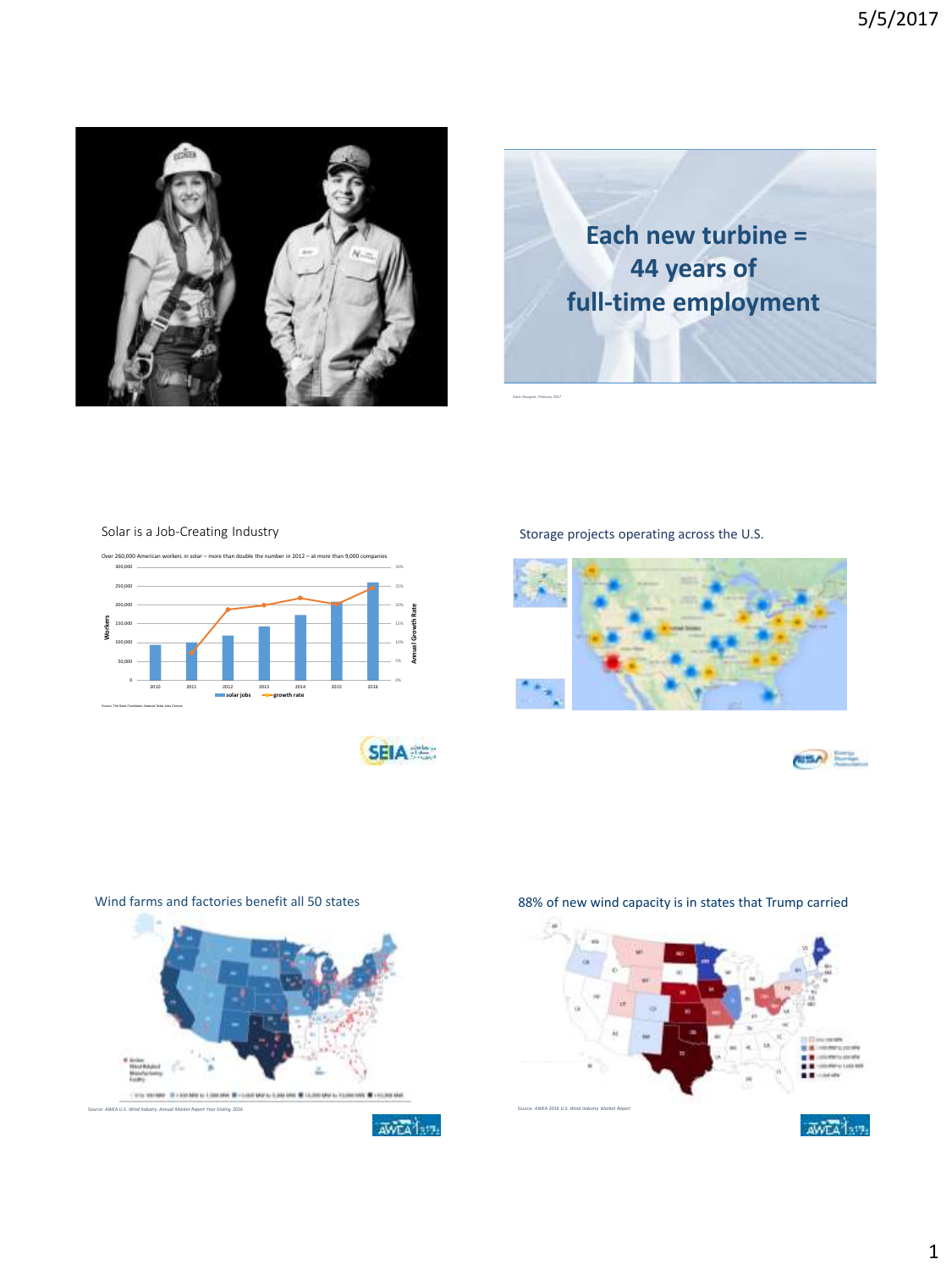Each new turbine = 44 years of full-time employment

Solar is a Job-Creating Industry

Over 260,000 American workers in solar – more than double the number in 2012 – at more than 9,000 companies

Storage projects operating across the U.S.

Wind farms and factories benefit all 50 states

Source: AWEA U.S. Wind Industry Annual Market Report Year Ending 2016

88% of new wind capacity is in states that Trump carried

Source: AWEA 2016 U.S. Wind Industry Market Report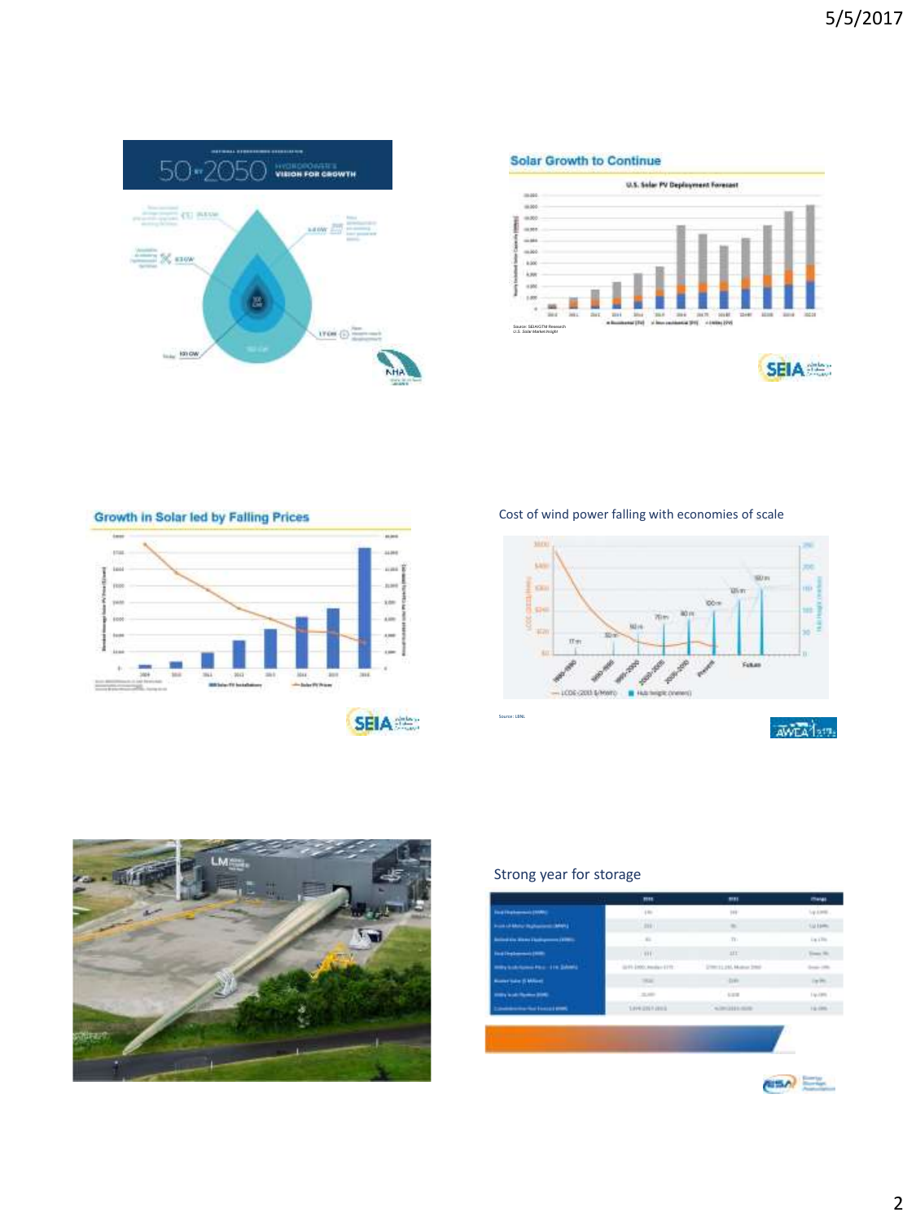## Solar Growth to Continue

## Growth in Solar led by Falling Prices

Cost of wind power falling with economies of scale

Source: LBNL

Strong year for storage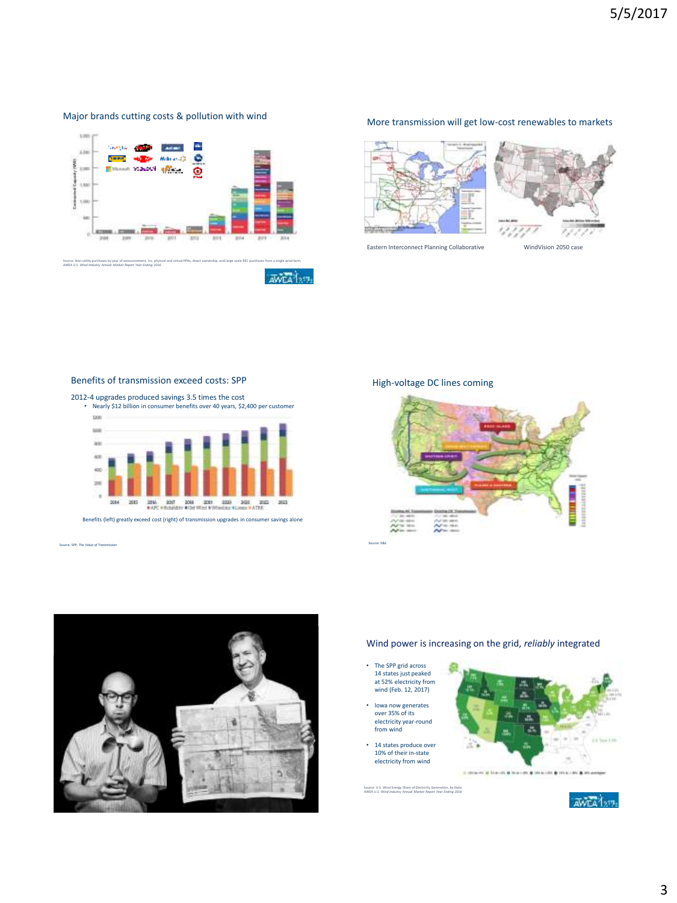## Major brands cutting costs & pollution with wind

Source: Non-utility purchases by year of announcement, inc. physical and virtual PPAs, direct ownership, and large-scale REC purchases from a single wind farm. *AWEA U.S. Wind Industry Annual Market Report Year Ending 2016*

## More transmission will get low-cost renewables to markets

Eastern Interconnect Planning Collaborative

WindVision 2050 case

## Benefits of transmission exceed costs: SPP

2012-4 upgrades produced savings 3.5 times the cost

- Nearly $12 billion in consumer benefits over 40 years, $2,400 per customer

Benefits (left) greatly exceed cost (right) of transmission upgrades in consumer savings alone

Source: SPP, *The Value of Transmission*

## High-voltage DC lines coming

Source: E&E

## Wind power is increasing on the grid, *reliably* integrated

- The SPP grid across 14 states just peaked at 52% electricity from wind (Feb. 12, 2017)
- Iowa now generates over 35% of its electricity year-round from wind
- 14 states produce over 10% of their in-state electricity from wind

Source: U.S. Wind Energy Share of Electricity Generation, by State. *AWEA U.S. Wind Industry Annual Market Report Year Ending 2016*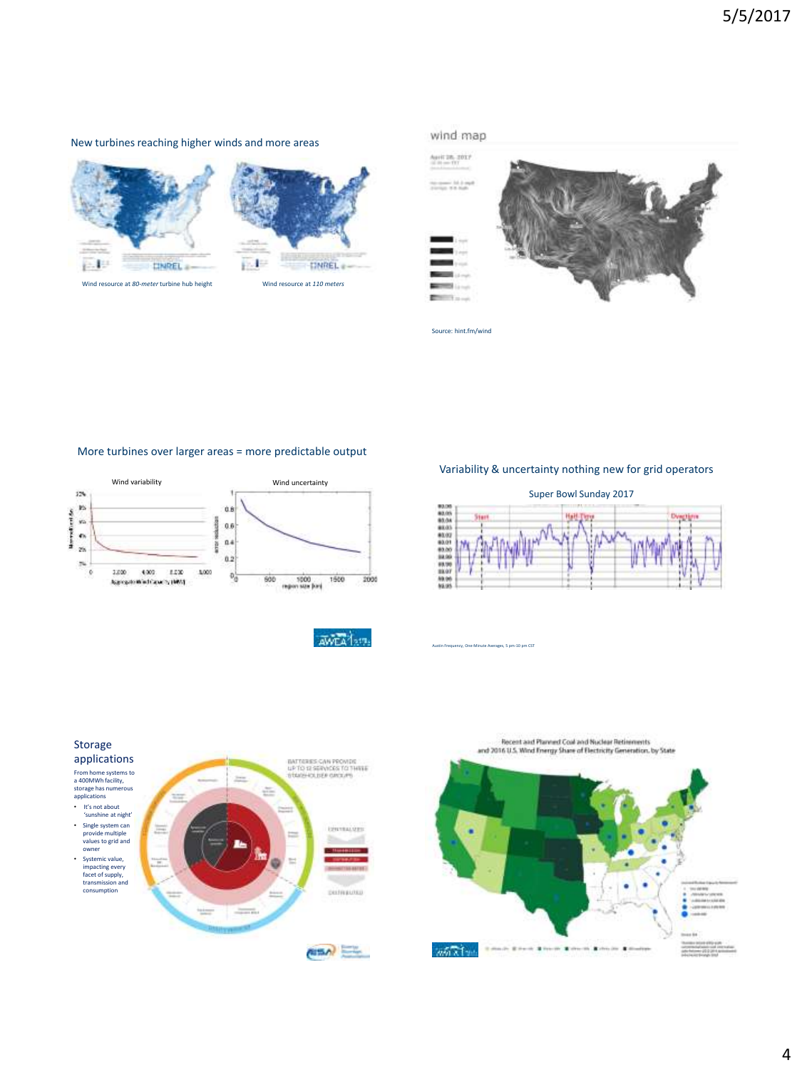## New turbines reaching higher winds and more areas

Wind resource at *80-meter* turbine hub height

Wind resource at *110 meters*

wind map

Source: hint.fm/wind

## More turbines over larger areas = more predictable output

Wind variability

Wind uncertainty

## Variability & uncertainty nothing new for grid operators

Super Bowl Sunday 2017

Austin Frequency, One-Minute Averages, 5 pm-10 pm CST

## Storage applications

From home systems to a 400MWh facility, storage has numerous applications

- It's not about 'sunshine at night'
- Single system can provide multiple values to grid and owner
- Systemic value, impacting every facet of supply, transmission and consumption

Recent and Planned Coal and Nuclear Retirements and 2016 U.S. Wind Energy Share of Electricity Generation, by State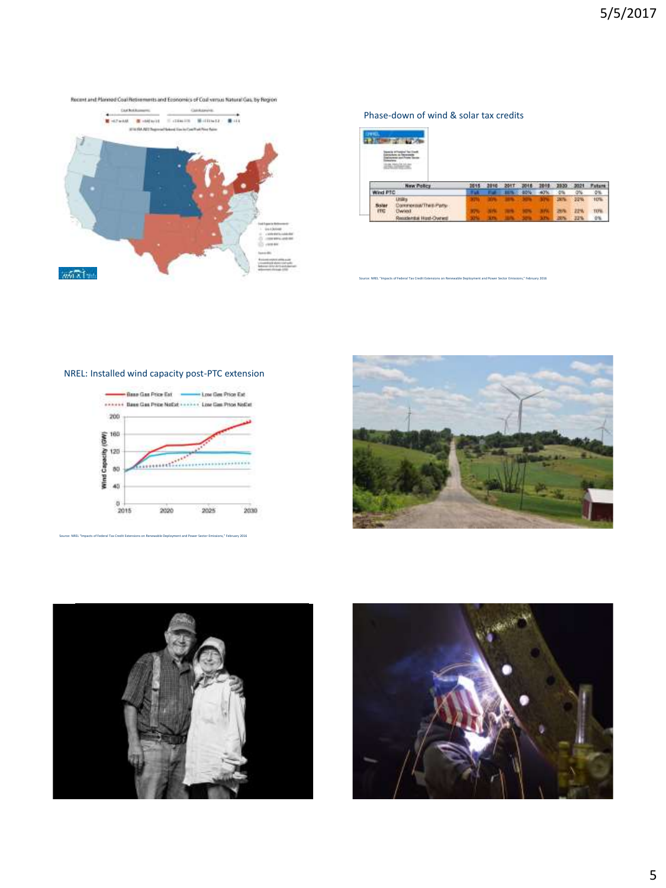Recent and Planned Coal Retirements and Economics of Coal versus Natural Gas, by Region

## Phase-down of wind & solar tax credits

| New Policy | | 2015 | 2016 | 2017 | 2018 | 2019 | 2020 | 2021 | Future |
|---|---|---|---|---|---|---|---|---|---|
| Wind PTC | | Full | Full | 80% | 60% | 40% | 0% | 0% | 0% |
| Solar ITC | Utility | 30% | 30% | 30% | 30% | 30% | 26% | 22% | 10% |
| | Commercial/Third-Party-Owned | 30% | 30% | 30% | 30% | 30% | 26% | 22% | 10% |
| | Residential Host-Owned | 30% | 30% | 30% | 30% | 30% | 26% | 22% | 0% |

Source: NREL "Impacts of Federal Tax Credit Extensions on Renewable Deployment and Power Sector Emissions," February 2016

## NREL: Installed wind capacity post-PTC extension

Base Gas Price Ext
Low Gas Price Ext
Base Gas Price NoExt
Low Gas Price NoExt

Wind Capacity (GW)

200
160
120
80
40
0

2015
2020
2025
2030

Source: NREL "Impacts of Federal Tax Credit Extensions on Renewable Deployment and Power Sector Emissions," February 2016